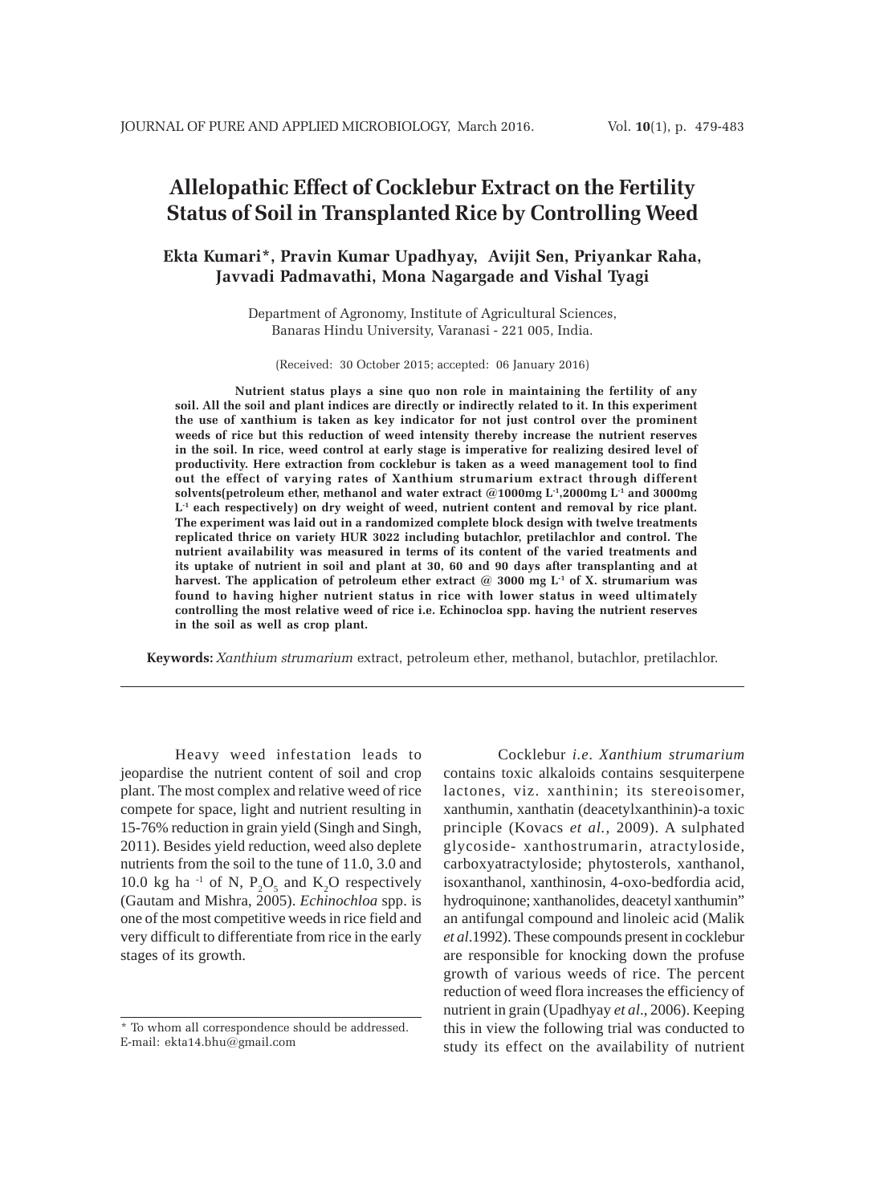# Allelopathic Effect of Cocklebur Extract on the Fertility Status of Soil in Transplanted Rice by Controlling Weed

**Ekta Kumari*, Pravin Kumar Upadhyay, Avijit Sen, Priyankar Raha, Javvadi Padmavathi, Mona Nagargade and Vishal Tyagi**

Department of Agronomy, Institute of Agricultural Sciences, Banaras Hindu University, Varanasi - 221 005, India.

(Received: 30 October 2015; accepted: 06 January 2016)

**Nutrient status plays a sine quo non role in maintaining the fertility of any soil. All the soil and plant indices are directly or indirectly related to it. In this experiment the use of xanthium is taken as key indicator for not just control over the prominent weeds of rice but this reduction of weed intensity thereby increase the nutrient reserves in the soil. In rice, weed control at early stage is imperative for realizing desired level of productivity. Here extraction from cocklebur is taken as a weed management tool to find out the effect of varying rates of Xanthium strumarium extract through different solvents(petroleum ether, methanol and water extract @1000mg $L^{-1}$,2000mg $L^{-1}$ and 3000mg $L^{-1}$ each respectively) on dry weight of weed, nutrient content and removal by rice plant. The experiment was laid out in a randomized complete block design with twelve treatments replicated thrice on variety HUR 3022 including butachlor, pretilachlor and control. The nutrient availability was measured in terms of its content of the varied treatments and its uptake of nutrient in soil and plant at 30, 60 and 90 days after transplanting and at harvest. The application of petroleum ether extract @ 3000 mg $L^{-1}$ of X. strumarium was found to having higher nutrient status in rice with lower status in weed ultimately controlling the most relative weed of rice i.e. Echinocloa spp. having the nutrient reserves in the soil as well as crop plant.**

**Keywords:** *Xanthium strumarium* extract, petroleum ether, methanol, butachlor, pretilachlor.

---

Heavy weed infestation leads to jeopardise the nutrient content of soil and crop plant. The most complex and relative weed of rice compete for space, light and nutrient resulting in 15-76% reduction in grain yield (Singh and Singh, 2011). Besides yield reduction, weed also deplete nutrients from the soil to the tune of 11.0, 3.0 and 10.0 kg ha $^{-1}$ of N, $P_2O_5$ and $K_2O$ respectively (Gautam and Mishra, 2005). *Echinochloa* spp. is one of the most competitive weeds in rice field and very difficult to differentiate from rice in the early stages of its growth.

Cocklebur *i.e. Xanthium strumarium* contains toxic alkaloids contains sesquiterpene lactones, viz. xanthinin; its stereoisomer, xanthumin, xanthatin (deacetylxanthinin)-a toxic principle (Kovacs *et al.*, 2009). A sulphated glycoside- xanthostrumarin, atractyloside, carboxyatractyloside; phytosterols, xanthanol, isoxanthanol, xanthinosin, 4-oxo-bedfordia acid, hydroquinone; xanthanolides, deacetyl xanthumin" an antifungal compound and linoleic acid (Malik *et al*.1992). These compounds present in cocklebur are responsible for knocking down the profuse growth of various weeds of rice. The percent reduction of weed flora increases the efficiency of nutrient in grain (Upadhyay *et al*., 2006). Keeping this in view the following trial was conducted to study its effect on the availability of nutrient

---

\* To whom all correspondence should be addressed.
E-mail: ekta14.bhu@gmail.com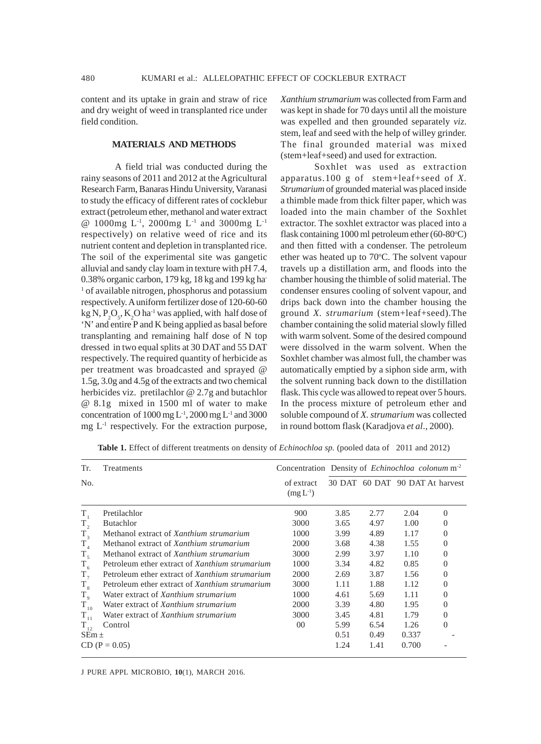content and its uptake in grain and straw of rice and dry weight of weed in transplanted rice under field condition.

## MATERIALS AND METHODS

A field trial was conducted during the rainy seasons of 2011 and 2012 at the Agricultural Research Farm, Banaras Hindu University, Varanasi to study the efficacy of different rates of cocklebur extract (petroleum ether, methanol and water extract @ 1000mg $L^{-1}$, 2000mg $L^{-1}$ and 3000mg $L^{-1}$ respectively) on relative weed of rice and its nutrient content and depletion in transplanted rice. The soil of the experimental site was gangetic alluvial and sandy clay loam in texture with pH 7.4, 0.38% organic carbon, 179 kg, 18 kg and 199 kg $ha^{-1}$ of available nitrogen, phosphorus and potassium respectively. A uniform fertilizer dose of 120-60-60 kg N, $P_2O_5$, $K_2O$ $ha^{-1}$ was applied, with half dose of 'N' and entire P and K being applied as basal before transplanting and remaining half dose of N top dressed in two equal splits at 30 DAT and 55 DAT respectively. The required quantity of herbicide as per treatment was broadcasted and sprayed @ 1.5g, 3.0g and 4.5g of the extracts and two chemical herbicides viz. pretilachlor @ 2.7g and butachlor @ 8.1g mixed in 1500 ml of water to make concentration of 1000 mg $L^{-1}$, 2000 mg $L^{-1}$ and 3000 mg $L^{-1}$ respectively. For the extraction purpose, *Xanthium strumarium* was collected from Farm and was kept in shade for 70 days until all the moisture was expelled and then grounded separately *viz*. stem, leaf and seed with the help of willey grinder. The final grounded material was mixed (stem+leaf+seed) and used for extraction.

Soxhlet was used as extraction apparatus.100 g of stem+leaf+seed of *X. Strumarium* of grounded material was placed inside a thimble made from thick filter paper, which was loaded into the main chamber of the Soxhlet extractor. The soxhlet extractor was placed into a flask containing 1000 ml petroleum ether (60-80°C) and then fitted with a condenser. The petroleum ether was heated up to 70°C. The solvent vapour travels up a distillation arm, and floods into the chamber housing the thimble of solid material. The condenser ensures cooling of solvent vapour, and drips back down into the chamber housing the ground *X. strumarium* (stem+leaf+seed).The chamber containing the solid material slowly filled with warm solvent. Some of the desired compound were dissolved in the warm solvent. When the Soxhlet chamber was almost full, the chamber was automatically emptied by a siphon side arm, with the solvent running back down to the distillation flask. This cycle was allowed to repeat over 5 hours. In the process mixture of petroleum ether and soluble compound of *X. strumarium* was collected in round bottom flask (Karadjova *et al*., 2000).

**Table 1.** Effect of different treatments on density of *Echinochloa sp.* (pooled data of 2011 and 2012)

| Tr. No. | Treatments | Concentration of extract ($mg\ L^{-1}$) | Density of *Echinochloa colonum* $m^{-2}$ | | | |
|---|---|---|---|---|---|---|
| | | | 30 DAT | 60 DAT | 90 DAT | At harvest |
| $T_1$ | Pretilachlor | 900 | 3.85 | 2.77 | 2.04 | 0 |
| $T_2$ | Butachlor | 3000 | 3.65 | 4.97 | 1.00 | 0 |
| $T_3$ | Methanol extract of *Xanthium strumarium* | 1000 | 3.99 | 4.89 | 1.17 | 0 |
| $T_4$ | Methanol extract of *Xanthium strumarium* | 2000 | 3.68 | 4.38 | 1.55 | 0 |
| $T_5$ | Methanol extract of *Xanthium strumarium* | 3000 | 2.99 | 3.97 | 1.10 | 0 |
| $T_6$ | Petroleum ether extract of *Xanthium strumarium* | 1000 | 3.34 | 4.82 | 0.85 | 0 |
| $T_7$ | Petroleum ether extract of *Xanthium strumarium* | 2000 | 2.69 | 3.87 | 1.56 | 0 |
| $T_8$ | Petroleum ether extract of *Xanthium strumarium* | 3000 | 1.11 | 1.88 | 1.12 | 0 |
| $T_9$ | Water extract of *Xanthium strumarium* | 1000 | 4.61 | 5.69 | 1.11 | 0 |
| $T_{10}$ | Water extract of *Xanthium strumarium* | 2000 | 3.39 | 4.80 | 1.95 | 0 |
| $T_{11}$ | Water extract of *Xanthium strumarium* | 3000 | 3.45 | 4.81 | 1.79 | 0 |
| $T_{12}$ | Control | 00 | 5.99 | 6.54 | 1.26 | 0 |
| SEm ± | | | 0.51 | 0.49 | 0.337 | - |
| CD (P = 0.05) | | | 1.24 | 1.41 | 0.700 | - |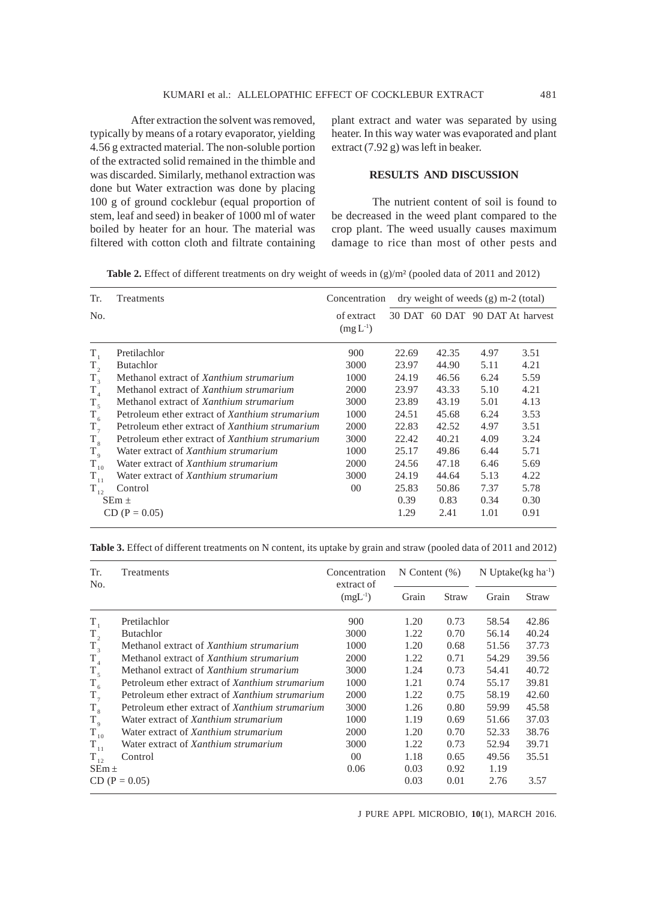After extraction the solvent was removed, typically by means of a rotary evaporator, yielding 4.56 g extracted material. The non-soluble portion of the extracted solid remained in the thimble and was discarded. Similarly, methanol extraction was done but Water extraction was done by placing 100 g of ground cocklebur (equal proportion of stem, leaf and seed) in beaker of 1000 ml of water boiled by heater for an hour. The material was filtered with cotton cloth and filtrate containing plant extract and water was separated by using heater. In this way water was evaporated and plant extract (7.92 g) was left in beaker.

## RESULTS AND DISCUSSION

The nutrient content of soil is found to be decreased in the weed plant compared to the crop plant. The weed usually causes maximum damage to rice than most of other pests and

**Table 2.** Effect of different treatments on dry weight of weeds in (g)/m² (pooled data of 2011 and 2012)

| Tr. No. | Treatments | Concentration of extract ($mg\,L^{-1}$) | dry weight of weeds (g) m-2 (total) | | | |
|---|---|---|---|---|---|---|
| | | | 30 DAT | 60 DAT | 90 DAT | At harvest |
| $T_1$ | Pretilachlor | 900 | 22.69 | 42.35 | 4.97 | 3.51 |
| $T_2$ | Butachlor | 3000 | 23.97 | 44.90 | 5.11 | 4.21 |
| $T_3$ | Methanol extract of *Xanthium strumarium* | 1000 | 24.19 | 46.56 | 6.24 | 5.59 |
| $T_4$ | Methanol extract of *Xanthium strumarium* | 2000 | 23.97 | 43.33 | 5.10 | 4.21 |
| $T_5$ | Methanol extract of *Xanthium strumarium* | 3000 | 23.89 | 43.19 | 5.01 | 4.13 |
| $T_6$ | Petroleum ether extract of *Xanthium strumarium* | 1000 | 24.51 | 45.68 | 6.24 | 3.53 |
| $T_7$ | Petroleum ether extract of *Xanthium strumarium* | 2000 | 22.83 | 42.52 | 4.97 | 3.51 |
| $T_8$ | Petroleum ether extract of *Xanthium strumarium* | 3000 | 22.42 | 40.21 | 4.09 | 3.24 |
| $T_9$ | Water extract of *Xanthium strumarium* | 1000 | 25.17 | 49.86 | 6.44 | 5.71 |
| $T_{10}$ | Water extract of *Xanthium strumarium* | 2000 | 24.56 | 47.18 | 6.46 | 5.69 |
| $T_{11}$ | Water extract of *Xanthium strumarium* | 3000 | 24.19 | 44.64 | 5.13 | 4.22 |
| $T_{12}$ | Control | 00 | 25.83 | 50.86 | 7.37 | 5.78 |
| SEm ± | | | 0.39 | 0.83 | 0.34 | 0.30 |
| CD (P = 0.05) | | | 1.29 | 2.41 | 1.01 | 0.91 |

**Table 3.** Effect of different treatments on N content, its uptake by grain and straw (pooled data of 2011 and 2012)

| Tr. No. | Treatments | Concentration extract of ($mgL^{-1}$) | N Content (%) | | N Uptake($kg\,ha^{-1}$) | |
|---|---|---|---|---|---|---|
| | | | Grain | Straw | Grain | Straw |
| $T_1$ | Pretilachlor | 900 | 1.20 | 0.73 | 58.54 | 42.86 |
| $T_2$ | Butachlor | 3000 | 1.22 | 0.70 | 56.14 | 40.24 |
| $T_3$ | Methanol extract of *Xanthium strumarium* | 1000 | 1.20 | 0.68 | 51.56 | 37.73 |
| $T_4$ | Methanol extract of *Xanthium strumarium* | 2000 | 1.22 | 0.71 | 54.29 | 39.56 |
| $T_5$ | Methanol extract of *Xanthium strumarium* | 3000 | 1.24 | 0.73 | 54.41 | 40.72 |
| $T_6$ | Petroleum ether extract of *Xanthium strumarium* | 1000 | 1.21 | 0.74 | 55.17 | 39.81 |
| $T_7$ | Petroleum ether extract of *Xanthium strumarium* | 2000 | 1.22 | 0.75 | 58.19 | 42.60 |
| $T_8$ | Petroleum ether extract of *Xanthium strumarium* | 3000 | 1.26 | 0.80 | 59.99 | 45.58 |
| $T_9$ | Water extract of *Xanthium strumarium* | 1000 | 1.19 | 0.69 | 51.66 | 37.03 |
| $T_{10}$ | Water extract of *Xanthium strumarium* | 2000 | 1.20 | 0.70 | 52.33 | 38.76 |
| $T_{11}$ | Water extract of *Xanthium strumarium* | 3000 | 1.22 | 0.73 | 52.94 | 39.71 |
| $T_{12}$ | Control | 00 | 1.18 | 0.65 | 49.56 | 35.51 |
| SEm ± | | 0.06 | 0.03 | 0.92 | 1.19 | |
| CD (P = 0.05) | | | 0.03 | 0.01 | 2.76 | 3.57 |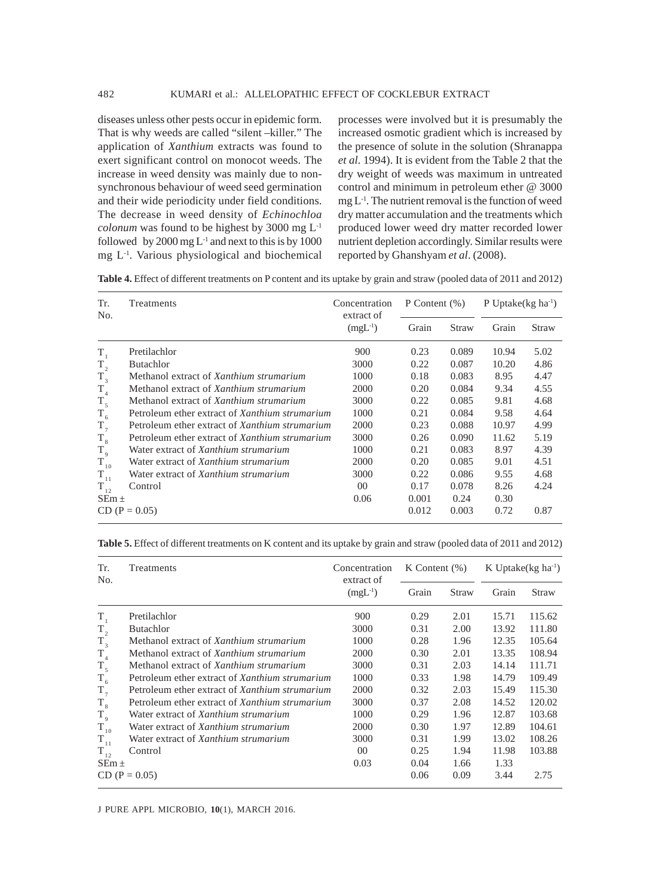diseases unless other pests occur in epidemic form. That is why weeds are called "silent –killer." The application of *Xanthium* extracts was found to exert significant control on monocot weeds. The increase in weed density was mainly due to non-synchronous behaviour of weed seed germination and their wide periodicity under field conditions. The decrease in weed density of *Echinochloa colonum* was found to be highest by 3000 mg $L^{-1}$ followed by 2000 mg $L^{-1}$ and next to this is by 1000 mg $L^{-1}$. Various physiological and biochemical processes were involved but it is presumably the increased osmotic gradient which is increased by the presence of solute in the solution (Shranappa *et al.* 1994). It is evident from the Table 2 that the dry weight of weeds was maximum in untreated control and minimum in petroleum ether @ 3000 mg $L^{-1}$. The nutrient removal is the function of weed dry matter accumulation and the treatments which produced lower weed dry matter recorded lower nutrient depletion accordingly. Similar results were reported by Ghanshyam *et al*. (2008).

**Table 4.** Effect of different treatments on P content and its uptake by grain and straw (pooled data of 2011 and 2012)

| Tr. No. | Treatments | Concentration extract of ($mgL^{-1}$) | P Content (%) | | P Uptake(kg $ha^{-1}$) | |
|---|---|---|---|---|---|---|
| | | | Grain | Straw | Grain | Straw |
| $T_1$ | Pretilachlor | 900 | 0.23 | 0.089 | 10.94 | 5.02 |
| $T_2$ | Butachlor | 3000 | 0.22 | 0.087 | 10.20 | 4.86 |
| $T_3$ | Methanol extract of *Xanthium strumarium* | 1000 | 0.18 | 0.083 | 8.95 | 4.47 |
| $T_4$ | Methanol extract of *Xanthium strumarium* | 2000 | 0.20 | 0.084 | 9.34 | 4.55 |
| $T_5$ | Methanol extract of *Xanthium strumarium* | 3000 | 0.22 | 0.085 | 9.81 | 4.68 |
| $T_6$ | Petroleum ether extract of *Xanthium strumarium* | 1000 | 0.21 | 0.084 | 9.58 | 4.64 |
| $T_7$ | Petroleum ether extract of *Xanthium strumarium* | 2000 | 0.23 | 0.088 | 10.97 | 4.99 |
| $T_8$ | Petroleum ether extract of *Xanthium strumarium* | 3000 | 0.26 | 0.090 | 11.62 | 5.19 |
| $T_9$ | Water extract of *Xanthium strumarium* | 1000 | 0.21 | 0.083 | 8.97 | 4.39 |
| $T_{10}$ | Water extract of *Xanthium strumarium* | 2000 | 0.20 | 0.085 | 9.01 | 4.51 |
| $T_{11}$ | Water extract of *Xanthium strumarium* | 3000 | 0.22 | 0.086 | 9.55 | 4.68 |
| $T_{12}$ | Control | 00 | 0.17 | 0.078 | 8.26 | 4.24 |
| SEm ± | | 0.06 | 0.001 | 0.24 | 0.30 | |
| CD (P = 0.05) | | | 0.012 | 0.003 | 0.72 | 0.87 |

**Table 5.** Effect of different treatments on K content and its uptake by grain and straw (pooled data of 2011 and 2012)

| Tr. No. | Treatments | Concentration extract of ($mgL^{-1}$) | K Content (%) | | K Uptake(kg $ha^{-1}$) | |
|---|---|---|---|---|---|---|
| | | | Grain | Straw | Grain | Straw |
| $T_1$ | Pretilachlor | 900 | 0.29 | 2.01 | 15.71 | 115.62 |
| $T_2$ | Butachlor | 3000 | 0.31 | 2.00 | 13.92 | 111.80 |
| $T_3$ | Methanol extract of *Xanthium strumarium* | 1000 | 0.28 | 1.96 | 12.35 | 105.64 |
| $T_4$ | Methanol extract of *Xanthium strumarium* | 2000 | 0.30 | 2.01 | 13.35 | 108.94 |
| $T_5$ | Methanol extract of *Xanthium strumarium* | 3000 | 0.31 | 2.03 | 14.14 | 111.71 |
| $T_6$ | Petroleum ether extract of *Xanthium strumarium* | 1000 | 0.33 | 1.98 | 14.79 | 109.49 |
| $T_7$ | Petroleum ether extract of *Xanthium strumarium* | 2000 | 0.32 | 2.03 | 15.49 | 115.30 |
| $T_8$ | Petroleum ether extract of *Xanthium strumarium* | 3000 | 0.37 | 2.08 | 14.52 | 120.02 |
| $T_9$ | Water extract of *Xanthium strumarium* | 1000 | 0.29 | 1.96 | 12.87 | 103.68 |
| $T_{10}$ | Water extract of *Xanthium strumarium* | 2000 | 0.30 | 1.97 | 12.89 | 104.61 |
| $T_{11}$ | Water extract of *Xanthium strumarium* | 3000 | 0.31 | 1.99 | 13.02 | 108.26 |
| $T_{12}$ | Control | 00 | 0.25 | 1.94 | 11.98 | 103.88 |
| SEm ± | | 0.03 | 0.04 | 1.66 | 1.33 | |
| CD (P = 0.05) | | | 0.06 | 0.09 | 3.44 | 2.75 |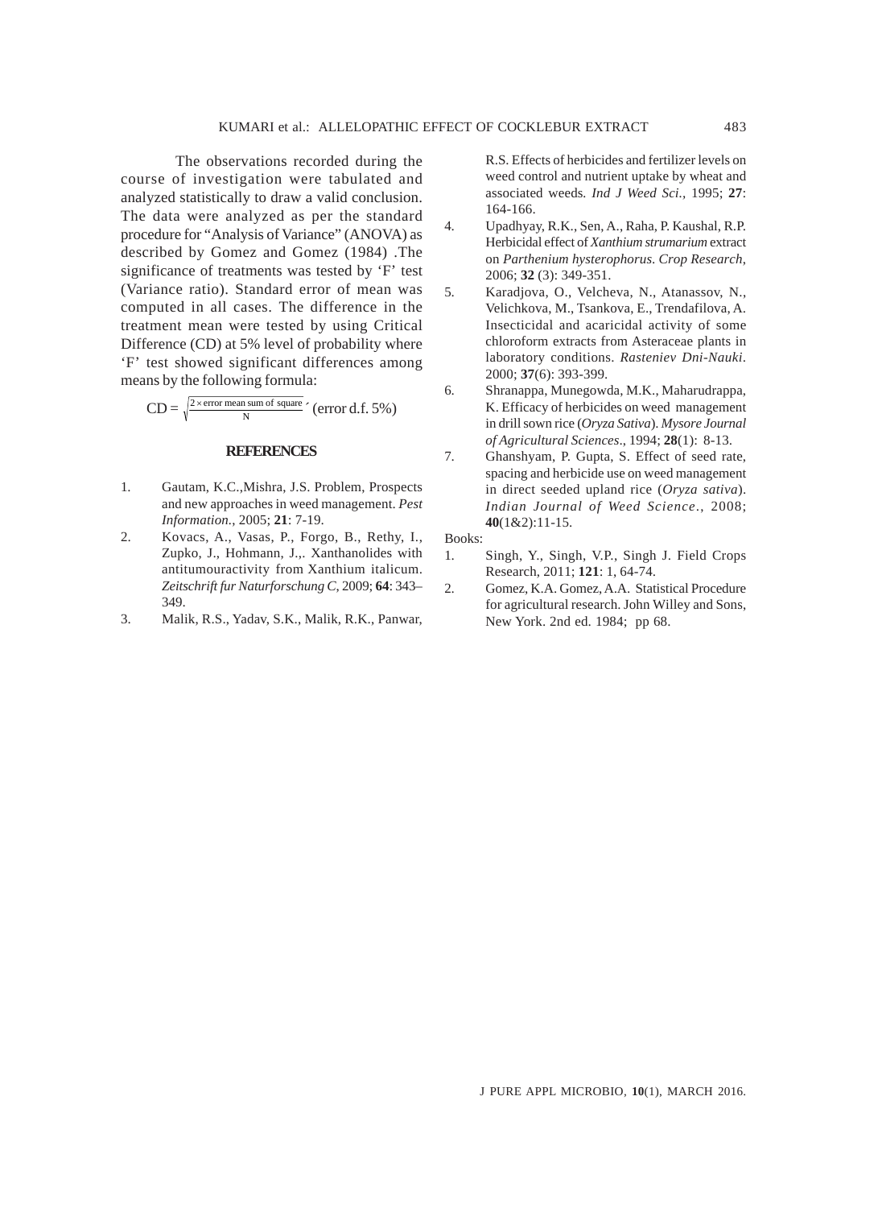The observations recorded during the course of investigation were tabulated and analyzed statistically to draw a valid conclusion. The data were analyzed as per the standard procedure for "Analysis of Variance" (ANOVA) as described by Gomez and Gomez (1984) .The significance of treatments was tested by 'F' test (Variance ratio). Standard error of mean was computed in all cases. The difference in the treatment mean were tested by using Critical Difference (CD) at 5% level of probability where 'F' test showed significant differences among means by the following formula:

$$CD = \sqrt{\frac{2 \times \text{error mean sum of square}}{N}} \times \text{(error d.f. 5\%)}$$

## REFERENCES

1. Gautam, K.C.,Mishra, J.S. Problem, Prospects and new approaches in weed management. *Pest Information.*, 2005; **21**: 7-19.
2. Kovacs, A., Vasas, P., Forgo, B., Rethy, I., Zupko, J., Hohmann, J.,. Xanthanolides with antitumouractivity from Xanthium italicum. *Zeitschrift fur Naturforschung C,* 2009; **64**: 343–349.
3. Malik, R.S., Yadav, S.K., Malik, R.K., Panwar, R.S. Effects of herbicides and fertilizer levels on weed control and nutrient uptake by wheat and associated weeds. *Ind J Weed Sci.,* 1995; **27**: 164-166.
4. Upadhyay, R.K., Sen, A., Raha, P. Kaushal, R.P. Herbicidal effect of *Xanthium strumarium* extract on *Parthenium hysterophorus*. *Crop Research*, 2006; **32** (3): 349-351.
5. Karadjova, O., Velcheva, N., Atanassov, N., Velichkova, M., Tsankova, E., Trendafilova, A. Insecticidal and acaricidal activity of some chloroform extracts from Asteraceae plants in laboratory conditions. *Rasteniev Dni-Nauki*. 2000; **37**(6): 393-399.
6. Shranappa, Munegowda, M.K., Maharudrappa, K. Efficacy of herbicides on weed management in drill sown rice (*Oryza Sativa*). *Mysore Journal of Agricultural Sciences*., 1994; **28**(1): 8-13.
7. Ghanshyam, P. Gupta, S. Effect of seed rate, spacing and herbicide use on weed management in direct seeded upland rice (*Oryza sativa*). *Indian Journal of Weed Science*., 2008; **40**(1&2):11-15.

Books:

1. Singh, Y., Singh, V.P., Singh J. Field Crops Research, 2011; **121**: 1, 64-74.
2. Gomez, K.A. Gomez, A.A. Statistical Procedure for agricultural research. John Willey and Sons, New York. 2nd ed. 1984; pp 68.